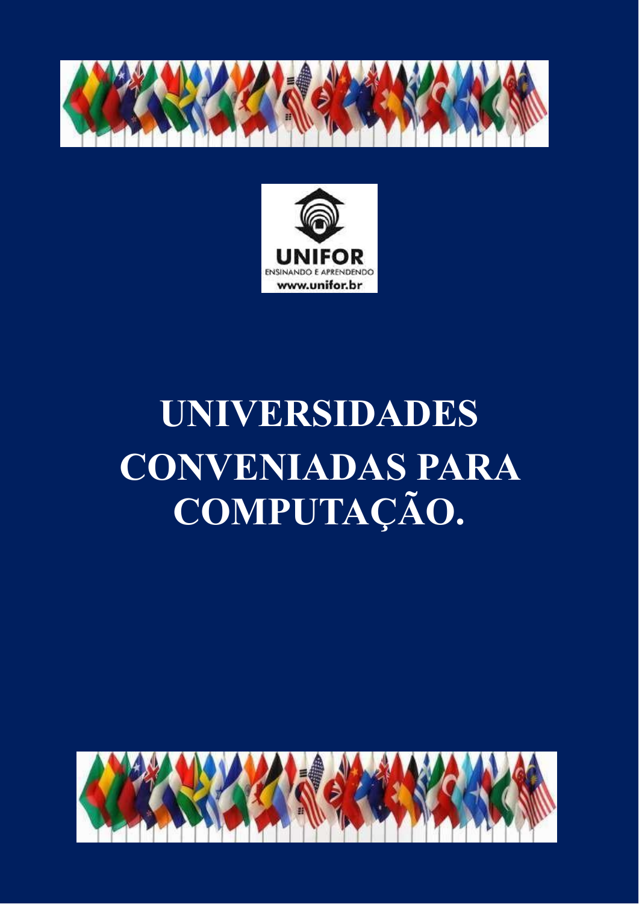UNIFOR
ENSINANDO E APRENDENDO
www.unifor.br

# UNIVERSIDADES CONVENIADAS PARA COMPUTAÇÃO.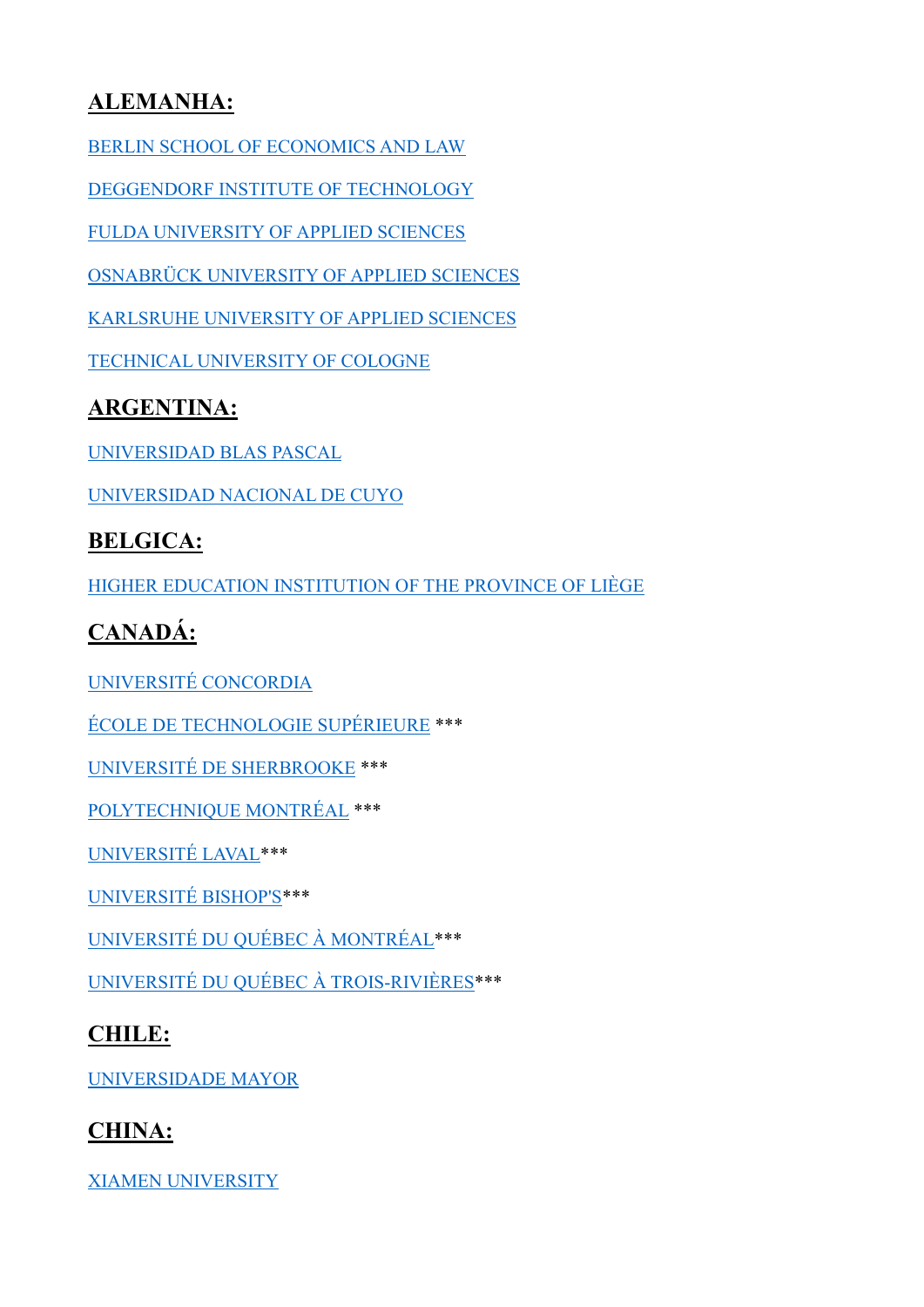## ALEMANHA:

BERLIN SCHOOL OF ECONOMICS AND LAW

DEGGENDORF INSTITUTE OF TECHNOLOGY

FULDA UNIVERSITY OF APPLIED SCIENCES

OSNABRÜCK UNIVERSITY OF APPLIED SCIENCES

KARLSRUHE UNIVERSITY OF APPLIED SCIENCES

TECHNICAL UNIVERSITY OF COLOGNE

## ARGENTINA:

UNIVERSIDAD BLAS PASCAL

UNIVERSIDAD NACIONAL DE CUYO

## BELGICA:

HIGHER EDUCATION INSTITUTION OF THE PROVINCE OF LIÈGE

## CANADÁ:

UNIVERSITÉ CONCORDIA

ÉCOLE DE TECHNOLOGIE SUPÉRIEURE ***

UNIVERSITÉ DE SHERBROOKE ***

POLYTECHNIQUE MONTRÉAL ***

UNIVERSITÉ LAVAL***

UNIVERSITÉ BISHOP'S***

UNIVERSITÉ DU QUÉBEC À MONTRÉAL***

UNIVERSITÉ DU QUÉBEC À TROIS-RIVIÈRES***

## CHILE:

UNIVERSIDADE MAYOR

## CHINA:

XIAMEN UNIVERSITY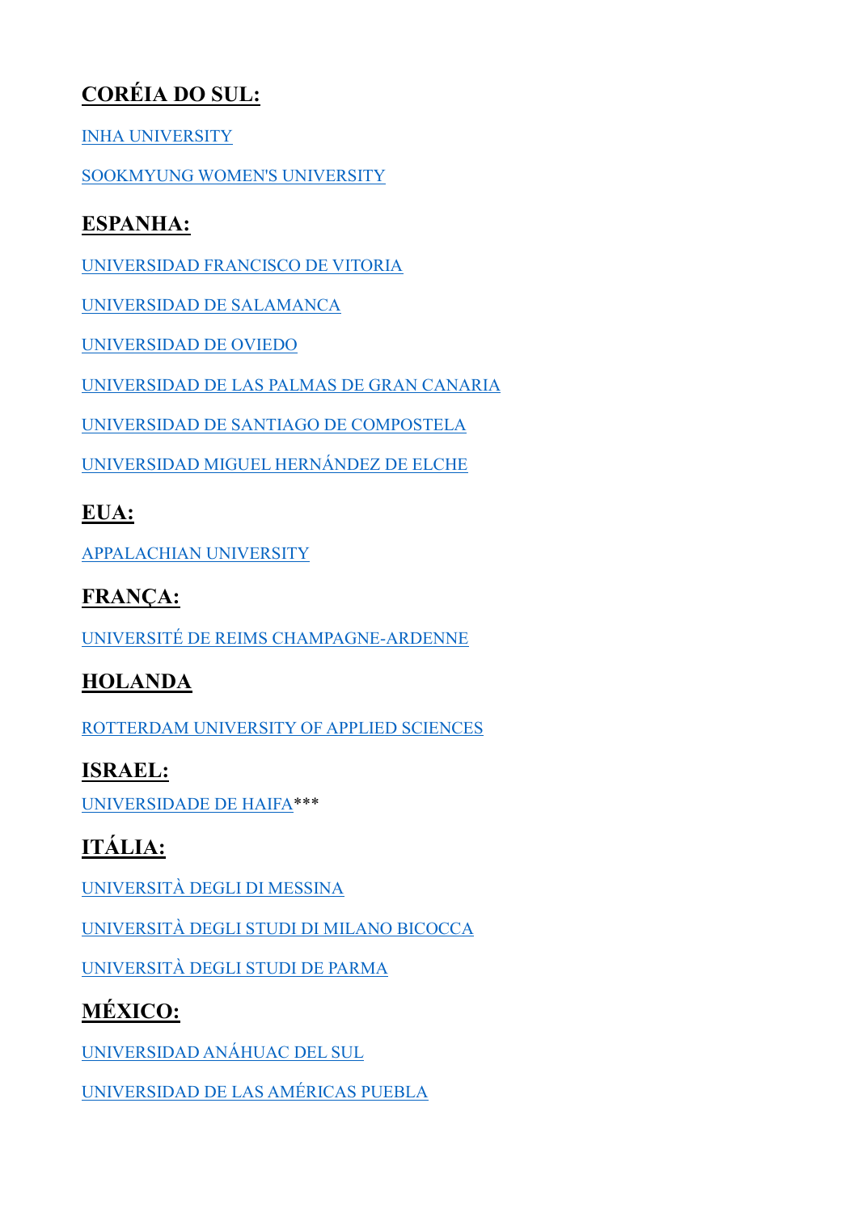## CORÉIA DO SUL:

INHA UNIVERSITY

SOOKMYUNG WOMEN'S UNIVERSITY

## ESPANHA:

UNIVERSIDAD FRANCISCO DE VITORIA

UNIVERSIDAD DE SALAMANCA

UNIVERSIDAD DE OVIEDO

UNIVERSIDAD DE LAS PALMAS DE GRAN CANARIA

UNIVERSIDAD DE SANTIAGO DE COMPOSTELA

UNIVERSIDAD MIGUEL HERNÁNDEZ DE ELCHE

## EUA:

APPALACHIAN UNIVERSITY

## FRANÇA:

UNIVERSITÉ DE REIMS CHAMPAGNE-ARDENNE

## HOLANDA

ROTTERDAM UNIVERSITY OF APPLIED SCIENCES

## ISRAEL:

UNIVERSIDADE DE HAIFA***

## ITÁLIA:

UNIVERSITÀ DEGLI DI MESSINA

UNIVERSITÀ DEGLI STUDI DI MILANO BICOCCA

UNIVERSITÀ DEGLI STUDI DE PARMA

## MÉXICO:

UNIVERSIDAD ANÁHUAC DEL SUL

UNIVERSIDAD DE LAS AMÉRICAS PUEBLA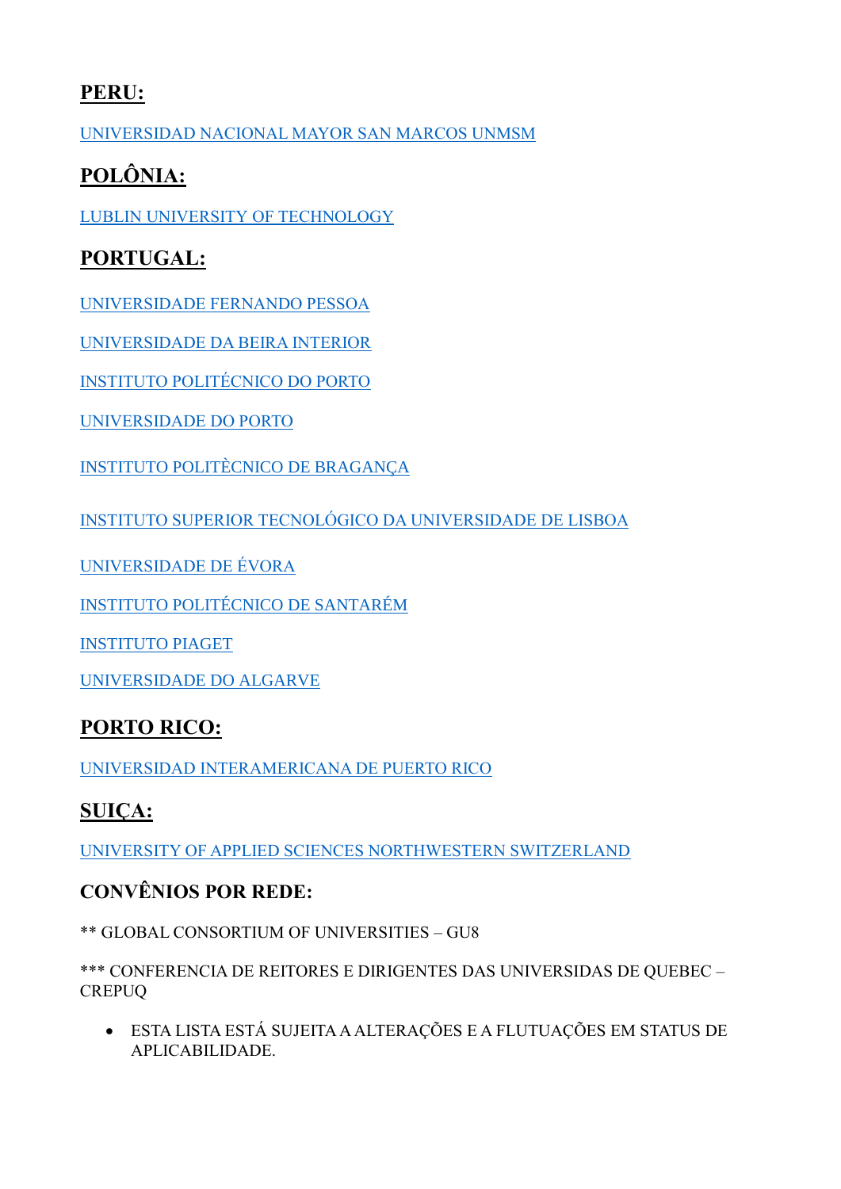## PERU:

UNIVERSIDAD NACIONAL MAYOR SAN MARCOS UNMSM

## POLÔNIA:

LUBLIN UNIVERSITY OF TECHNOLOGY

## PORTUGAL:

UNIVERSIDADE FERNANDO PESSOA

UNIVERSIDADE DA BEIRA INTERIOR

INSTITUTO POLITÉCNICO DO PORTO

UNIVERSIDADE DO PORTO

INSTITUTO POLITÈCNICO DE BRAGANÇA

INSTITUTO SUPERIOR TECNOLÓGICO DA UNIVERSIDADE DE LISBOA

UNIVERSIDADE DE ÉVORA

INSTITUTO POLITÉCNICO DE SANTARÉM

INSTITUTO PIAGET

UNIVERSIDADE DO ALGARVE

## PORTO RICO:

UNIVERSIDAD INTERAMERICANA DE PUERTO RICO

## SUIÇA:

UNIVERSITY OF APPLIED SCIENCES NORTHWESTERN SWITZERLAND

## CONVÊNIOS POR REDE:

** GLOBAL CONSORTIUM OF UNIVERSITIES – GU8

*** CONFERENCIA DE REITORES E DIRIGENTES DAS UNIVERSIDAS DE QUEBEC – CREPUQ

- ESTA LISTA ESTÁ SUJEITA A ALTERAÇÕES E A FLUTUAÇÕES EM STATUS DE APLICABILIDADE.